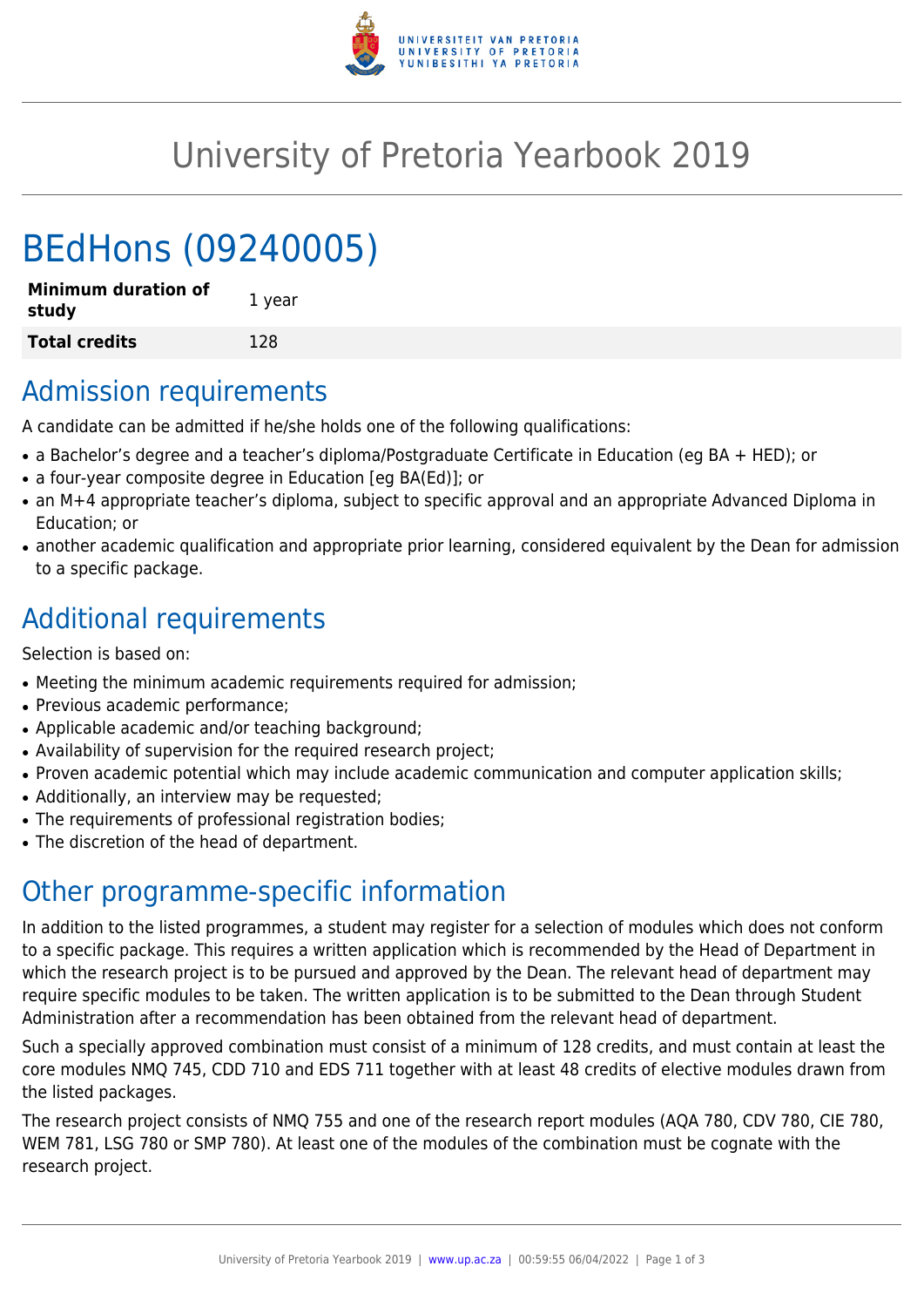# University of Pretoria Yearbook 2019

# BEdHons (09240005)

| **Minimum duration of study** | 1 year |
|---|---|
| **Total credits** | 128 |

## Admission requirements

A candidate can be admitted if he/she holds one of the following qualifications:

- a Bachelor's degree and a teacher's diploma/Postgraduate Certificate in Education (eg BA + HED); or
- a four-year composite degree in Education [eg BA(Ed)]; or
- an M+4 appropriate teacher's diploma, subject to specific approval and an appropriate Advanced Diploma in Education; or
- another academic qualification and appropriate prior learning, considered equivalent by the Dean for admission to a specific package.

## Additional requirements

Selection is based on:

- Meeting the minimum academic requirements required for admission;
- Previous academic performance;
- Applicable academic and/or teaching background;
- Availability of supervision for the required research project;
- Proven academic potential which may include academic communication and computer application skills;
- Additionally, an interview may be requested;
- The requirements of professional registration bodies;
- The discretion of the head of department.

## Other programme-specific information

In addition to the listed programmes, a student may register for a selection of modules which does not conform to a specific package. This requires a written application which is recommended by the Head of Department in which the research project is to be pursued and approved by the Dean. The relevant head of department may require specific modules to be taken. The written application is to be submitted to the Dean through Student Administration after a recommendation has been obtained from the relevant head of department.

Such a specially approved combination must consist of a minimum of 128 credits, and must contain at least the core modules NMQ 745, CDD 710 and EDS 711 together with at least 48 credits of elective modules drawn from the listed packages.

The research project consists of NMQ 755 and one of the research report modules (AQA 780, CDV 780, CIE 780, WEM 781, LSG 780 or SMP 780). At least one of the modules of the combination must be cognate with the research project.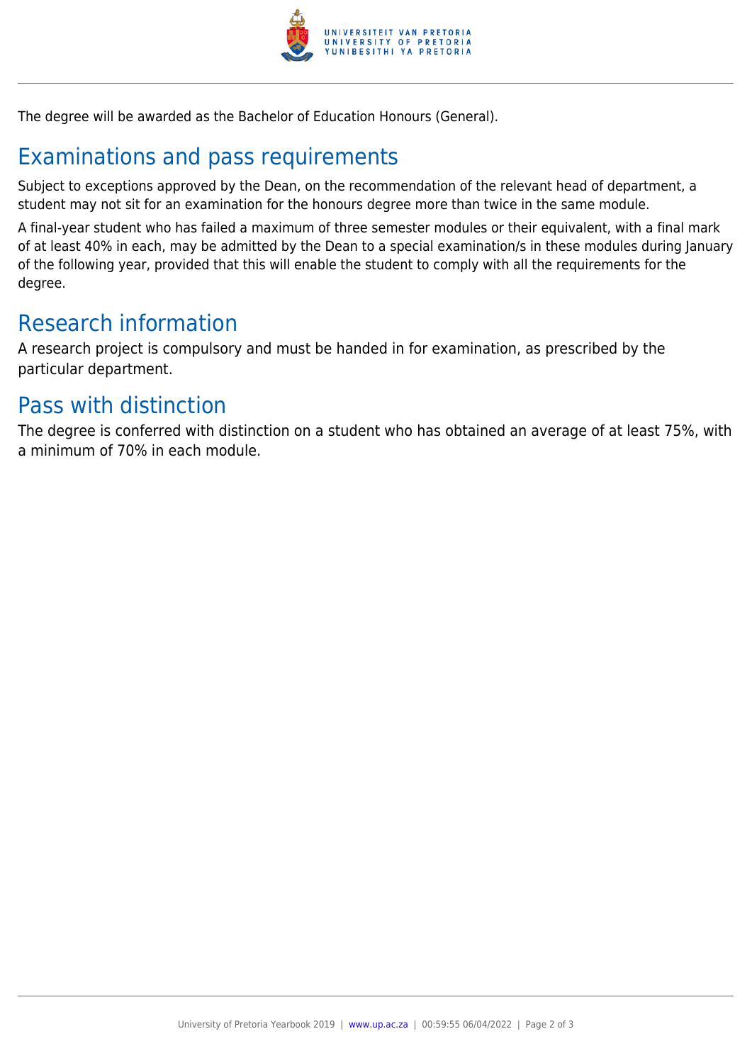The degree will be awarded as the Bachelor of Education Honours (General).

## Examinations and pass requirements

Subject to exceptions approved by the Dean, on the recommendation of the relevant head of department, a student may not sit for an examination for the honours degree more than twice in the same module.

A final-year student who has failed a maximum of three semester modules or their equivalent, with a final mark of at least 40% in each, may be admitted by the Dean to a special examination/s in these modules during January of the following year, provided that this will enable the student to comply with all the requirements for the degree.

## Research information

A research project is compulsory and must be handed in for examination, as prescribed by the particular department.

## Pass with distinction

The degree is conferred with distinction on a student who has obtained an average of at least 75%, with a minimum of 70% in each module.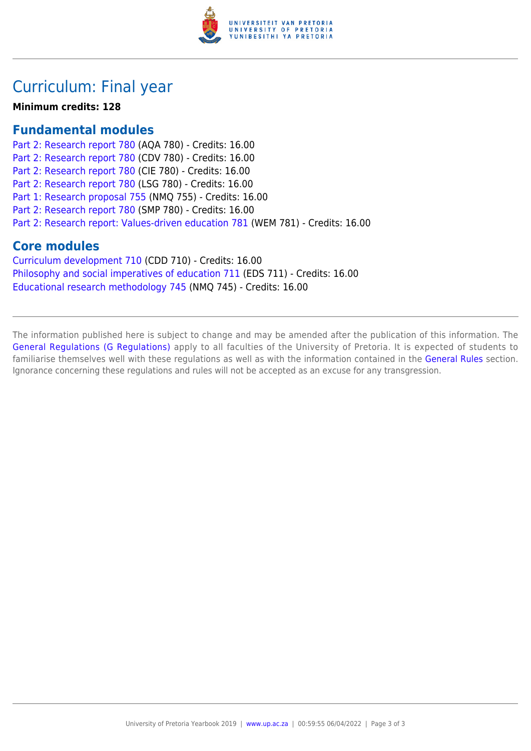# Curriculum: Final year

**Minimum credits: 128**

## Fundamental modules

Part 2: Research report 780 (AQA 780) - Credits: 16.00
Part 2: Research report 780 (CDV 780) - Credits: 16.00
Part 2: Research report 780 (CIE 780) - Credits: 16.00
Part 2: Research report 780 (LSG 780) - Credits: 16.00
Part 1: Research proposal 755 (NMQ 755) - Credits: 16.00
Part 2: Research report 780 (SMP 780) - Credits: 16.00
Part 2: Research report: Values-driven education 781 (WEM 781) - Credits: 16.00

## Core modules

Curriculum development 710 (CDD 710) - Credits: 16.00
Philosophy and social imperatives of education 711 (EDS 711) - Credits: 16.00
Educational research methodology 745 (NMQ 745) - Credits: 16.00

The information published here is subject to change and may be amended after the publication of this information. The General Regulations (G Regulations) apply to all faculties of the University of Pretoria. It is expected of students to familiarise themselves well with these regulations as well as with the information contained in the General Rules section. Ignorance concerning these regulations and rules will not be accepted as an excuse for any transgression.